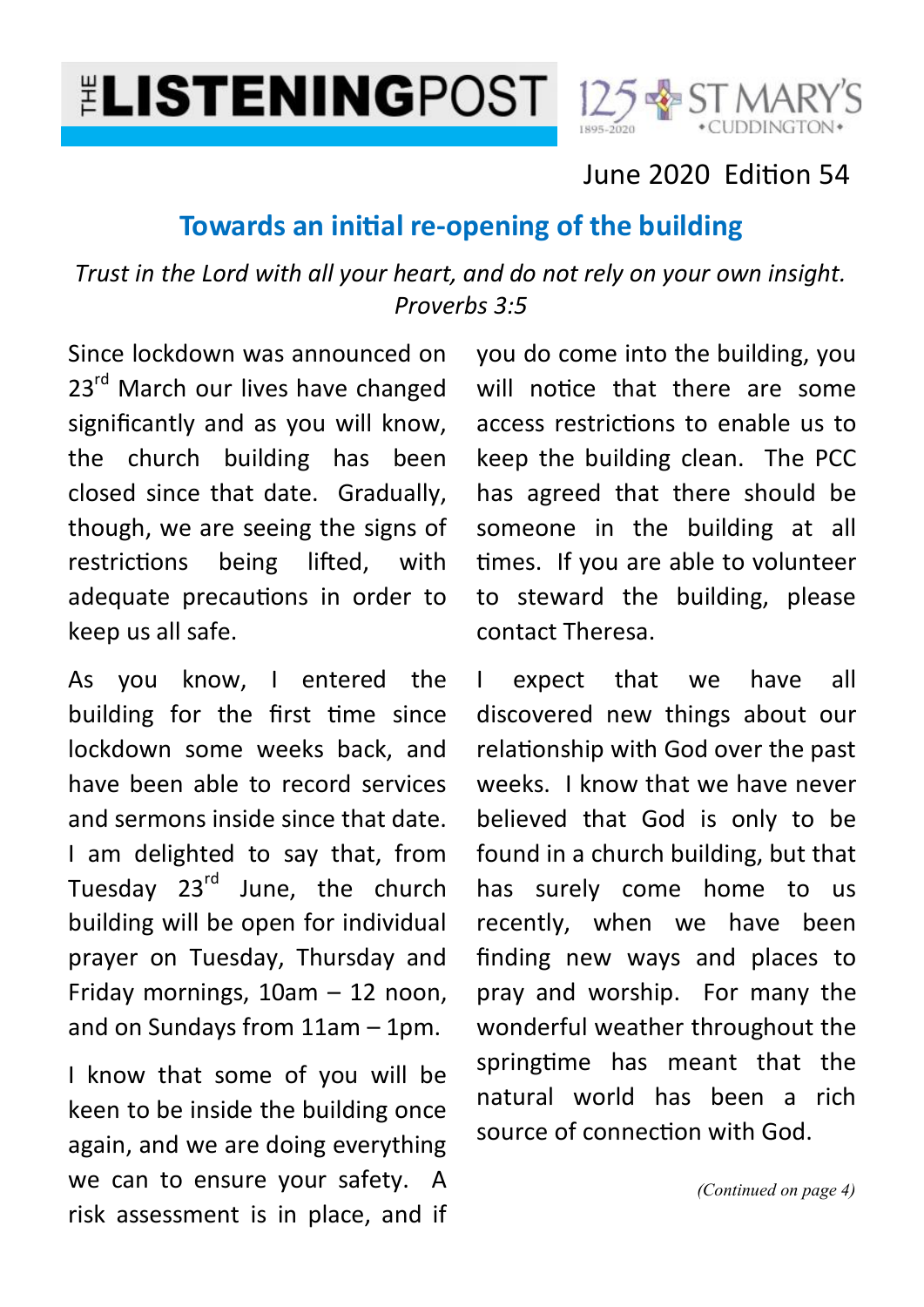# THE LISTENINGPOST

125 ST MARY'S CUDDINGTON 1895-2020

June 2020 Edition 54

## Towards an initial re-opening of the building

*Trust in the Lord with all your heart, and do not rely on your own insight.*
*Proverbs 3:5*

Since lockdown was announced on 23rd March our lives have changed significantly and as you will know, the church building has been closed since that date. Gradually, though, we are seeing the signs of restrictions being lifted, with adequate precautions in order to keep us all safe.

As you know, I entered the building for the first time since lockdown some weeks back, and have been able to record services and sermons inside since that date. I am delighted to say that, from Tuesday 23rd June, the church building will be open for individual prayer on Tuesday, Thursday and Friday mornings, 10am – 12 noon, and on Sundays from 11am – 1pm.

I know that some of you will be keen to be inside the building once again, and we are doing everything we can to ensure your safety. A risk assessment is in place, and if you do come into the building, you will notice that there are some access restrictions to enable us to keep the building clean. The PCC has agreed that there should be someone in the building at all times. If you are able to volunteer to steward the building, please contact Theresa.

I expect that we have all discovered new things about our relationship with God over the past weeks. I know that we have never believed that God is only to be found in a church building, but that has surely come home to us recently, when we have been finding new ways and places to pray and worship. For many the wonderful weather throughout the springtime has meant that the natural world has been a rich source of connection with God.

*(Continued on page 4)*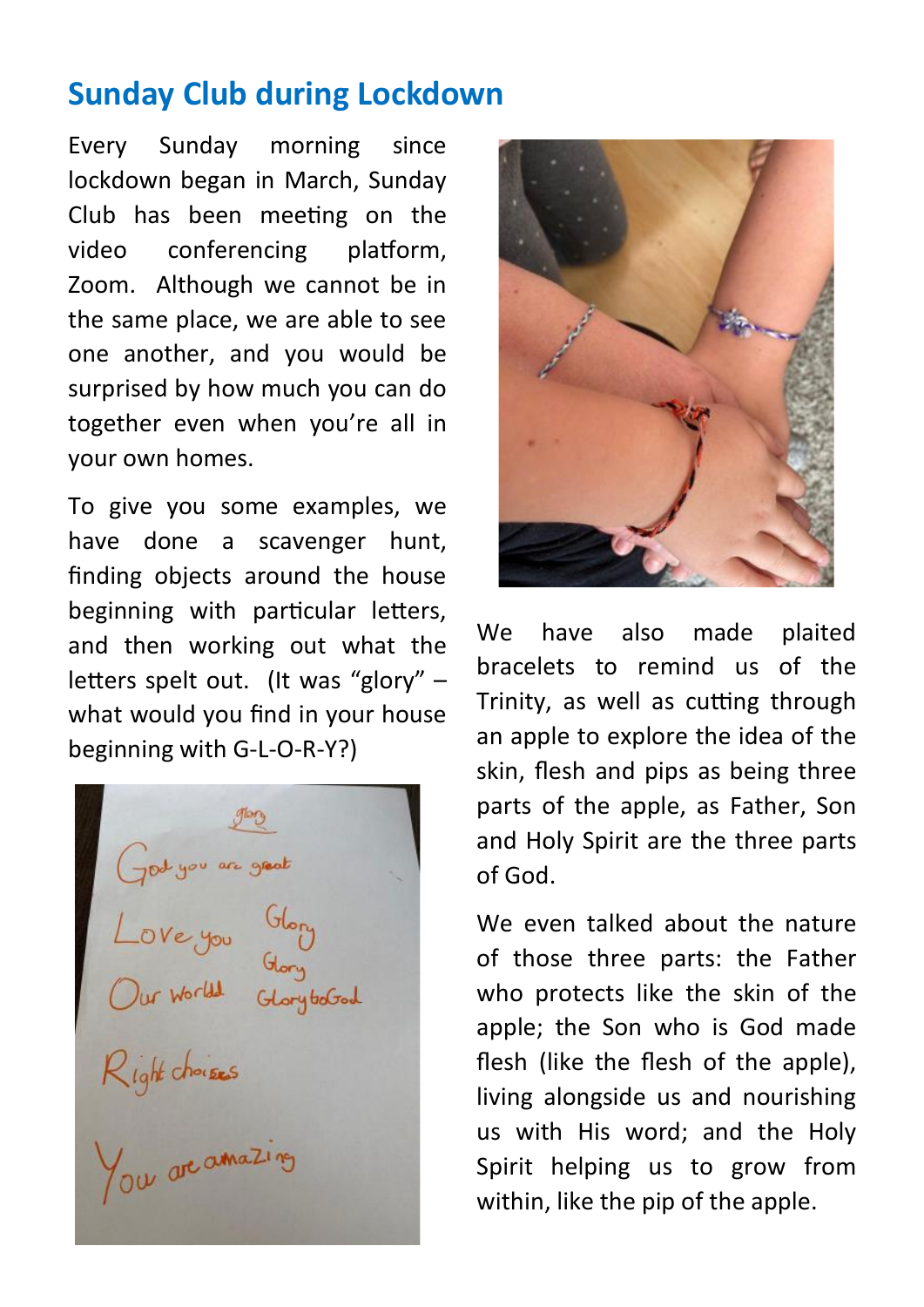## Sunday Club during Lockdown

Every Sunday morning since lockdown began in March, Sunday Club has been meeting on the video conferencing platform, Zoom. Although we cannot be in the same place, we are able to see one another, and you would be surprised by how much you can do together even when you're all in your own homes.

To give you some examples, we have done a scavenger hunt, finding objects around the house beginning with particular letters, and then working out what the letters spelt out. (It was "glory" – what would you find in your house beginning with G-L-O-R-Y?)

We have also made plaited bracelets to remind us of the Trinity, as well as cutting through an apple to explore the idea of the skin, flesh and pips as being three parts of the apple, as Father, Son and Holy Spirit are the three parts of God.

We even talked about the nature of those three parts: the Father who protects like the skin of the apple; the Son who is God made flesh (like the flesh of the apple), living alongside us and nourishing us with His word; and the Holy Spirit helping us to grow from within, like the pip of the apple.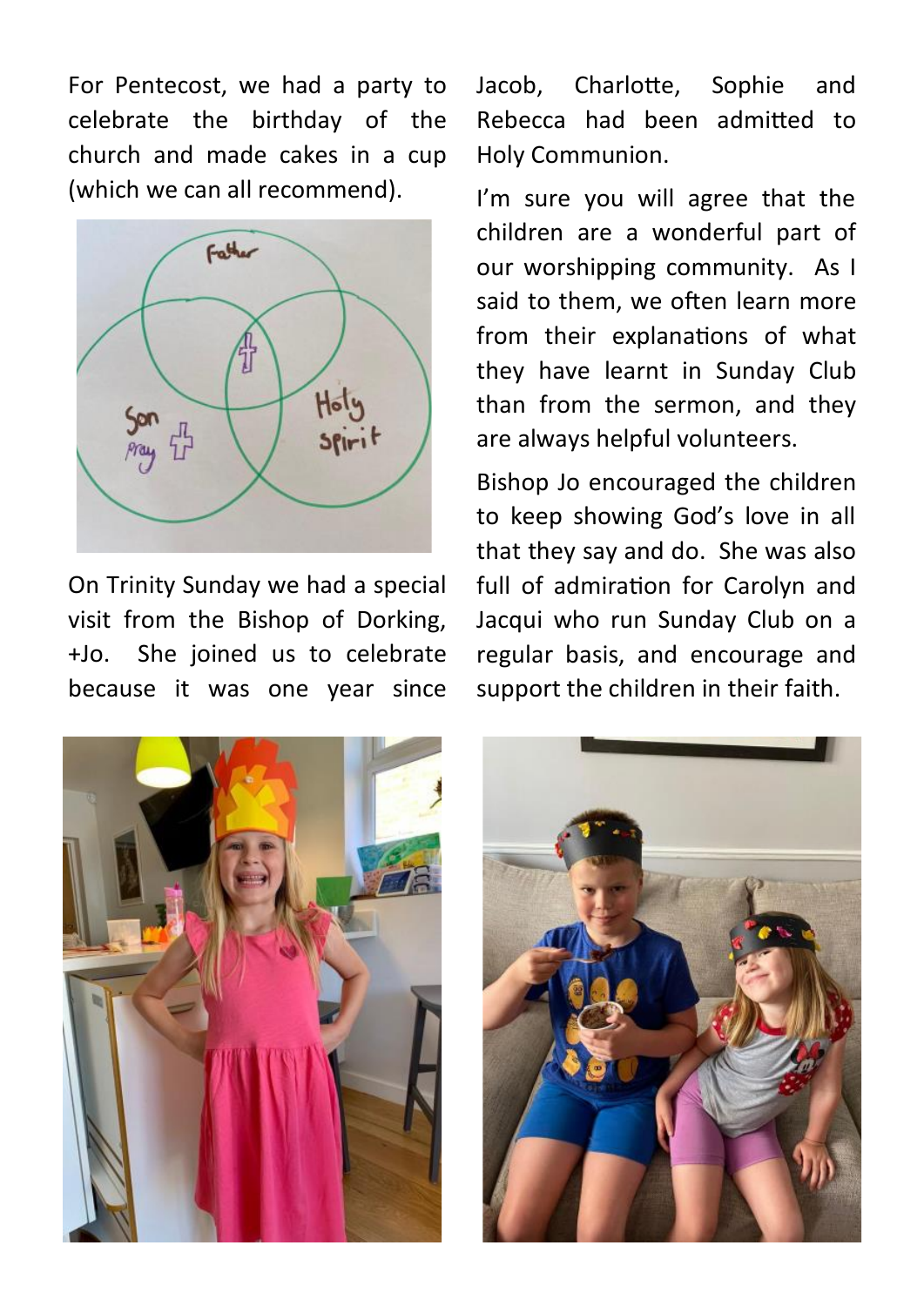For Pentecost, we had a party to celebrate the birthday of the church and made cakes in a cup (which we can all recommend).

On Trinity Sunday we had a special visit from the Bishop of Dorking, +Jo. She joined us to celebrate because it was one year since Jacob, Charlotte, Sophie and Rebecca had been admitted to Holy Communion.

I'm sure you will agree that the children are a wonderful part of our worshipping community. As I said to them, we often learn more from their explanations of what they have learnt in Sunday Club than from the sermon, and they are always helpful volunteers.

Bishop Jo encouraged the children to keep showing God's love in all that they say and do. She was also full of admiration for Carolyn and Jacqui who run Sunday Club on a regular basis, and encourage and support the children in their faith.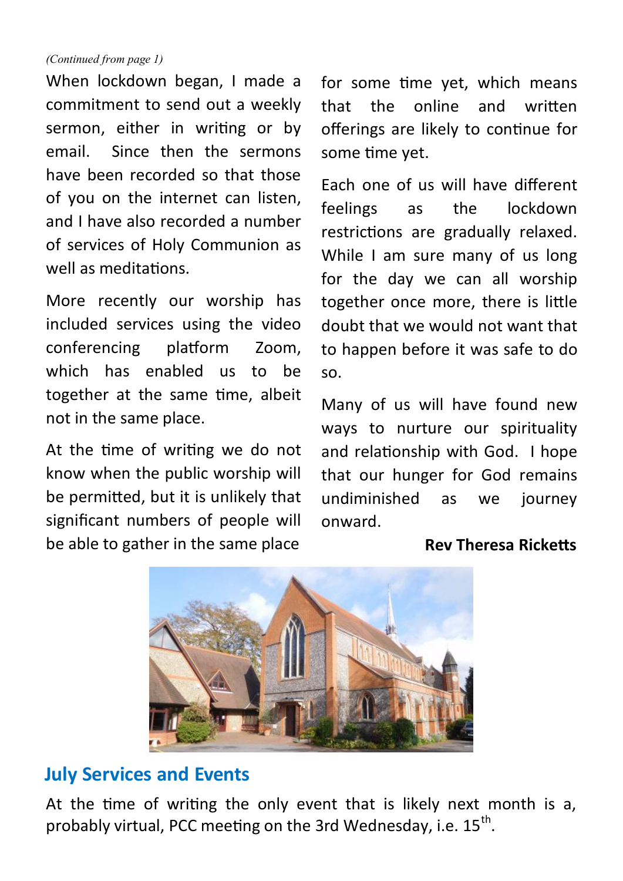*(Continued from page 1)*

When lockdown began, I made a commitment to send out a weekly sermon, either in writing or by email. Since then the sermons have been recorded so that those of you on the internet can listen, and I have also recorded a number of services of Holy Communion as well as meditations.

More recently our worship has included services using the video conferencing platform Zoom, which has enabled us to be together at the same time, albeit not in the same place.

At the time of writing we do not know when the public worship will be permitted, but it is unlikely that significant numbers of people will be able to gather in the same place for some time yet, which means that the online and written offerings are likely to continue for some time yet.

Each one of us will have different feelings as the lockdown restrictions are gradually relaxed. While I am sure many of us long for the day we can all worship together once more, there is little doubt that we would not want that to happen before it was safe to do so.

Many of us will have found new ways to nurture our spirituality and relationship with God. I hope that our hunger for God remains undiminished as we journey onward.

**Rev Theresa Ricketts**

## July Services and Events

At the time of writing the only event that is likely next month is a, probably virtual, PCC meeting on the 3rd Wednesday, i.e. 15th.